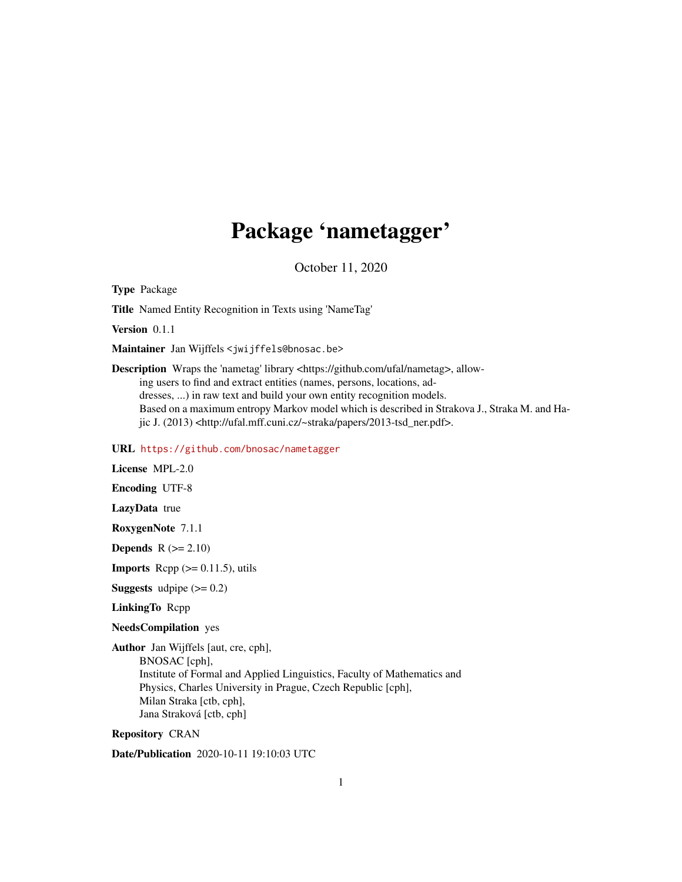# Package 'nametagger'

October 11, 2020

**Type** Package

**Title** Named Entity Recognition in Texts using 'NameTag'

**Version** 0.1.1

**Maintainer** Jan Wijffels <jwijffels@bnosac.be>

**Description** Wraps the 'nametag' library <https://github.com/ufal/nametag>, allowing users to find and extract entities (names, persons, locations, addresses, ...) in raw text and build your own entity recognition models. Based on a maximum entropy Markov model which is described in Strakova J., Straka M. and Hajic J. (2013) <http://ufal.mff.cuni.cz/~straka/papers/2013-tsd_ner.pdf>.

**URL** https://github.com/bnosac/nametagger

**License** MPL-2.0

**Encoding** UTF-8

**LazyData** true

**RoxygenNote** 7.1.1

**Depends** R (>= 2.10)

**Imports** Rcpp (>= 0.11.5), utils

**Suggests** udpipe (>= 0.2)

**LinkingTo** Rcpp

**NeedsCompilation** yes

**Author** Jan Wijffels [aut, cre, cph],
BNOSAC [cph],
Institute of Formal and Applied Linguistics, Faculty of Mathematics and Physics, Charles University in Prague, Czech Republic [cph],
Milan Straka [ctb, cph],
Jana Straková [ctb, cph]

**Repository** CRAN

**Date/Publication** 2020-10-11 19:10:03 UTC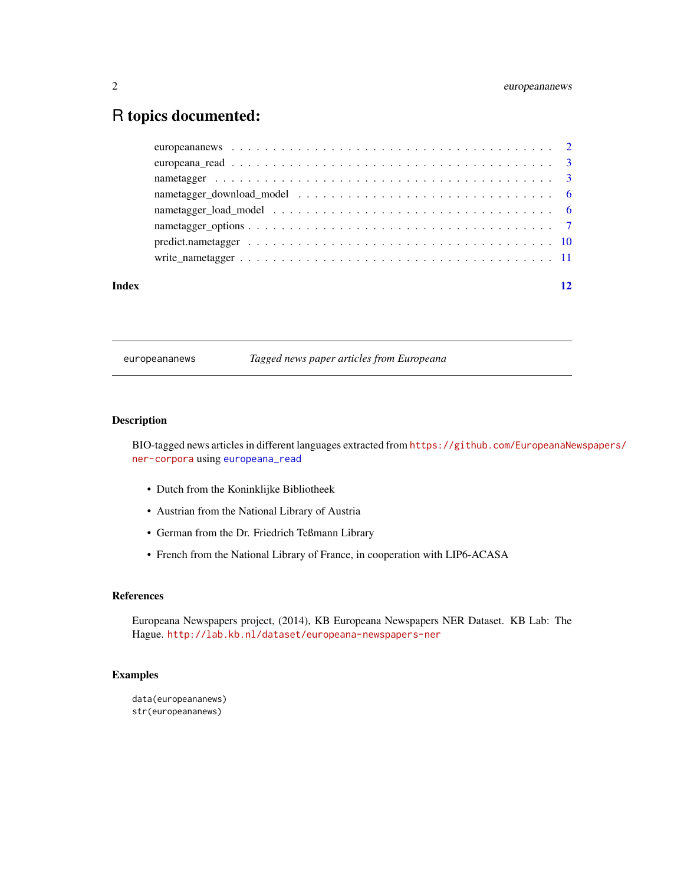# R topics documented:

europeananews . . . . . . . . . . . . . . . . . . . . . . . . . . . . . . . . . . . . . . 2
europeana_read . . . . . . . . . . . . . . . . . . . . . . . . . . . . . . . . . . . . . 3
nametagger . . . . . . . . . . . . . . . . . . . . . . . . . . . . . . . . . . . . . . . 3
nametagger_download_model . . . . . . . . . . . . . . . . . . . . . . . . . . . . 6
nametagger_load_model . . . . . . . . . . . . . . . . . . . . . . . . . . . . . . . 6
nametagger_options . . . . . . . . . . . . . . . . . . . . . . . . . . . . . . . . . 7
predict.nametagger . . . . . . . . . . . . . . . . . . . . . . . . . . . . . . . . . 10
write_nametagger . . . . . . . . . . . . . . . . . . . . . . . . . . . . . . . . . . 11

**Index** **12**

---

europeananews — *Tagged news paper articles from Europeana*

---

## Description

BIO-tagged news articles in different languages extracted from https://github.com/EuropeanaNewspapers/ner-corpora using europeana_read

- Dutch from the Koninklijke Bibliotheek
- Austrian from the National Library of Austria
- German from the Dr. Friedrich Teßmann Library
- French from the National Library of France, in cooperation with LIP6-ACASA

## References

Europeana Newspapers project, (2014), KB Europeana Newspapers NER Dataset. KB Lab: The Hague. http://lab.kb.nl/dataset/europeana-newspapers-ner

## Examples

```
data(europeananews)
str(europeananews)
```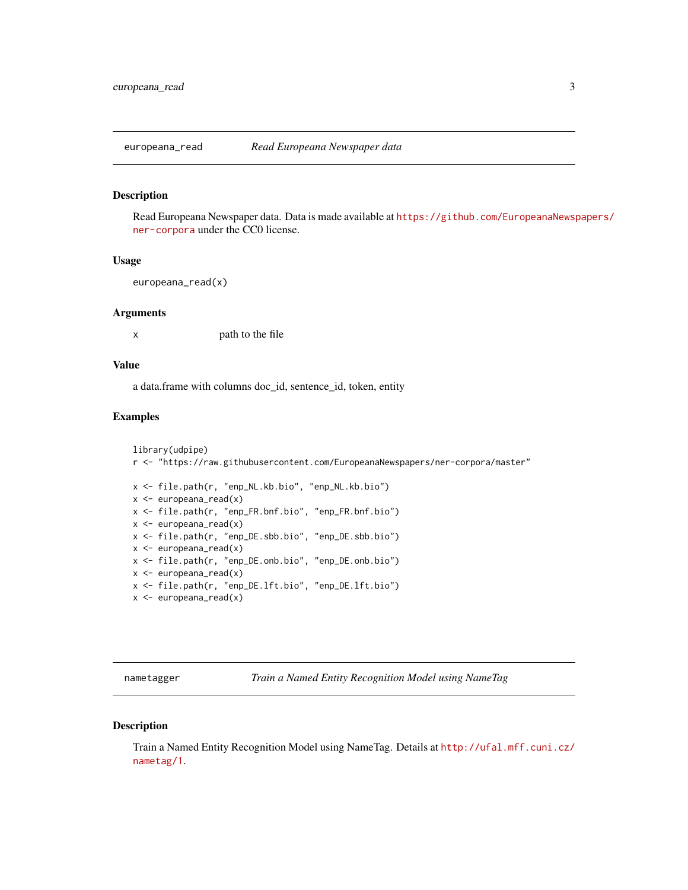## europeana_read — *Read Europeana Newspaper data*

### Description

Read Europeana Newspaper data. Data is made available at https://github.com/EuropeanaNewspapers/ner-corpora under the CC0 license.

### Usage

```
europeana_read(x)
```

### Arguments

| | |
|---|---|
| x | path to the file |

### Value

a data.frame with columns doc_id, sentence_id, token, entity

### Examples

```
library(udpipe)
r <- "https://raw.githubusercontent.com/EuropeanaNewspapers/ner-corpora/master"

x <- file.path(r, "enp_NL.kb.bio", "enp_NL.kb.bio")
x <- europeana_read(x)
x <- file.path(r, "enp_FR.bnf.bio", "enp_FR.bnf.bio")
x <- europeana_read(x)
x <- file.path(r, "enp_DE.sbb.bio", "enp_DE.sbb.bio")
x <- europeana_read(x)
x <- file.path(r, "enp_DE.onb.bio", "enp_DE.onb.bio")
x <- europeana_read(x)
x <- file.path(r, "enp_DE.lft.bio", "enp_DE.lft.bio")
x <- europeana_read(x)
```

## nametagger — *Train a Named Entity Recognition Model using NameTag*

### Description

Train a Named Entity Recognition Model using NameTag. Details at http://ufal.mff.cuni.cz/nametag/1.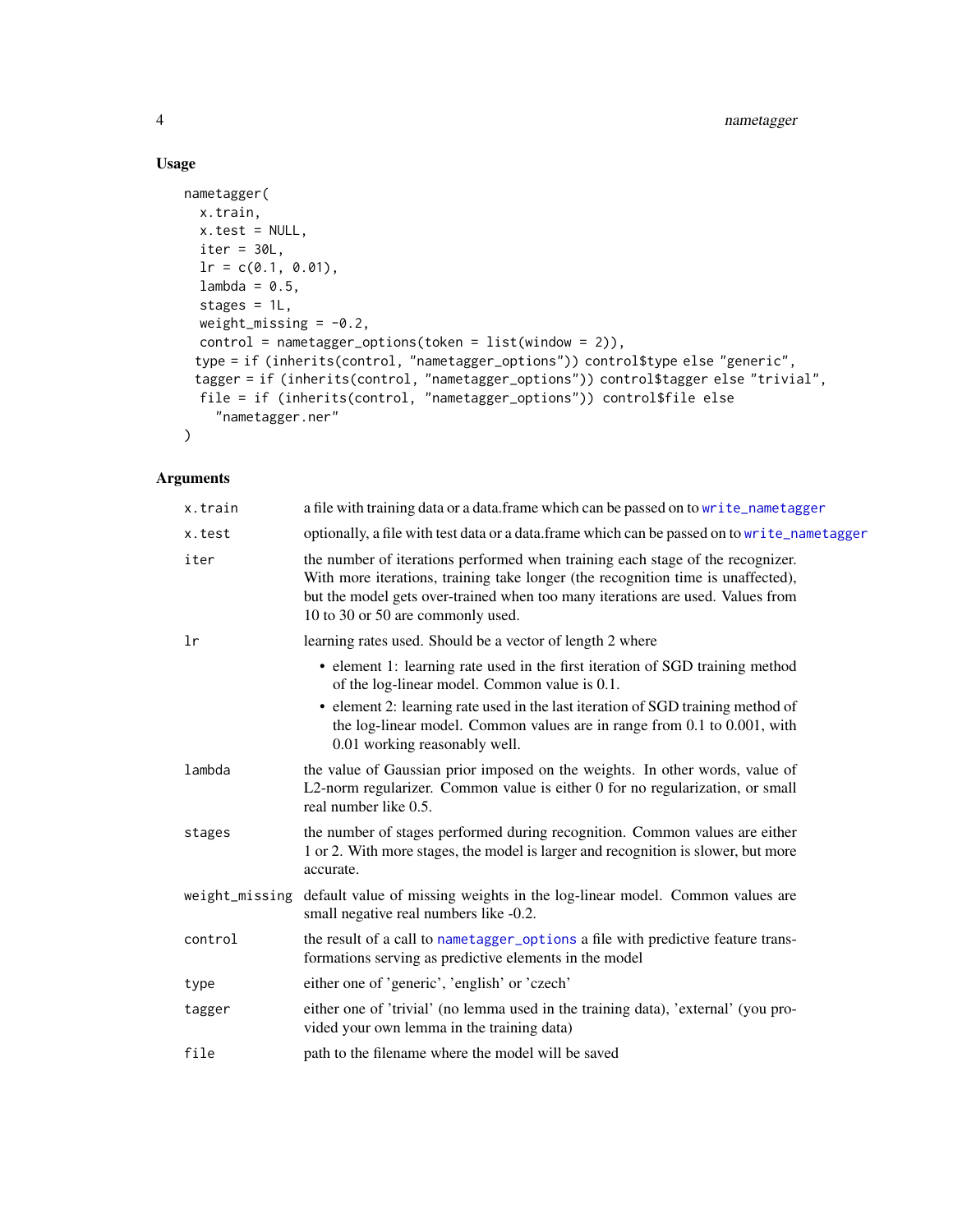## Usage

```
nametagger(
  x.train,
  x.test = NULL,
  iter = 30L,
  lr = c(0.1, 0.01),
  lambda = 0.5,
  stages = 1L,
  weight_missing = -0.2,
  control = nametagger_options(token = list(window = 2)),
 type = if (inherits(control, "nametagger_options")) control$type else "generic",
 tagger = if (inherits(control, "nametagger_options")) control$tagger else "trivial",
  file = if (inherits(control, "nametagger_options")) control$file else
    "nametagger.ner"
)
```

## Arguments

| | |
|---|---|
| x.train | a file with training data or a data.frame which can be passed on to write_nametagger |
| x.test | optionally, a file with test data or a data.frame which can be passed on to write_nametagger |
| iter | the number of iterations performed when training each stage of the recognizer. With more iterations, training take longer (the recognition time is unaffected), but the model gets over-trained when too many iterations are used. Values from 10 to 30 or 50 are commonly used. |
| lr | learning rates used. Should be a vector of length 2 where<br>• element 1: learning rate used in the first iteration of SGD training method of the log-linear model. Common value is 0.1.<br>• element 2: learning rate used in the last iteration of SGD training method of the log-linear model. Common values are in range from 0.1 to 0.001, with 0.01 working reasonably well. |
| lambda | the value of Gaussian prior imposed on the weights. In other words, value of L2-norm regularizer. Common value is either 0 for no regularization, or small real number like 0.5. |
| stages | the number of stages performed during recognition. Common values are either 1 or 2. With more stages, the model is larger and recognition is slower, but more accurate. |
| weight_missing | default value of missing weights in the log-linear model. Common values are small negative real numbers like -0.2. |
| control | the result of a call to nametagger_options a file with predictive feature transformations serving as predictive elements in the model |
| type | either one of 'generic', 'english' or 'czech' |
| tagger | either one of 'trivial' (no lemma used in the training data), 'external' (you provided your own lemma in the training data) |
| file | path to the filename where the model will be saved |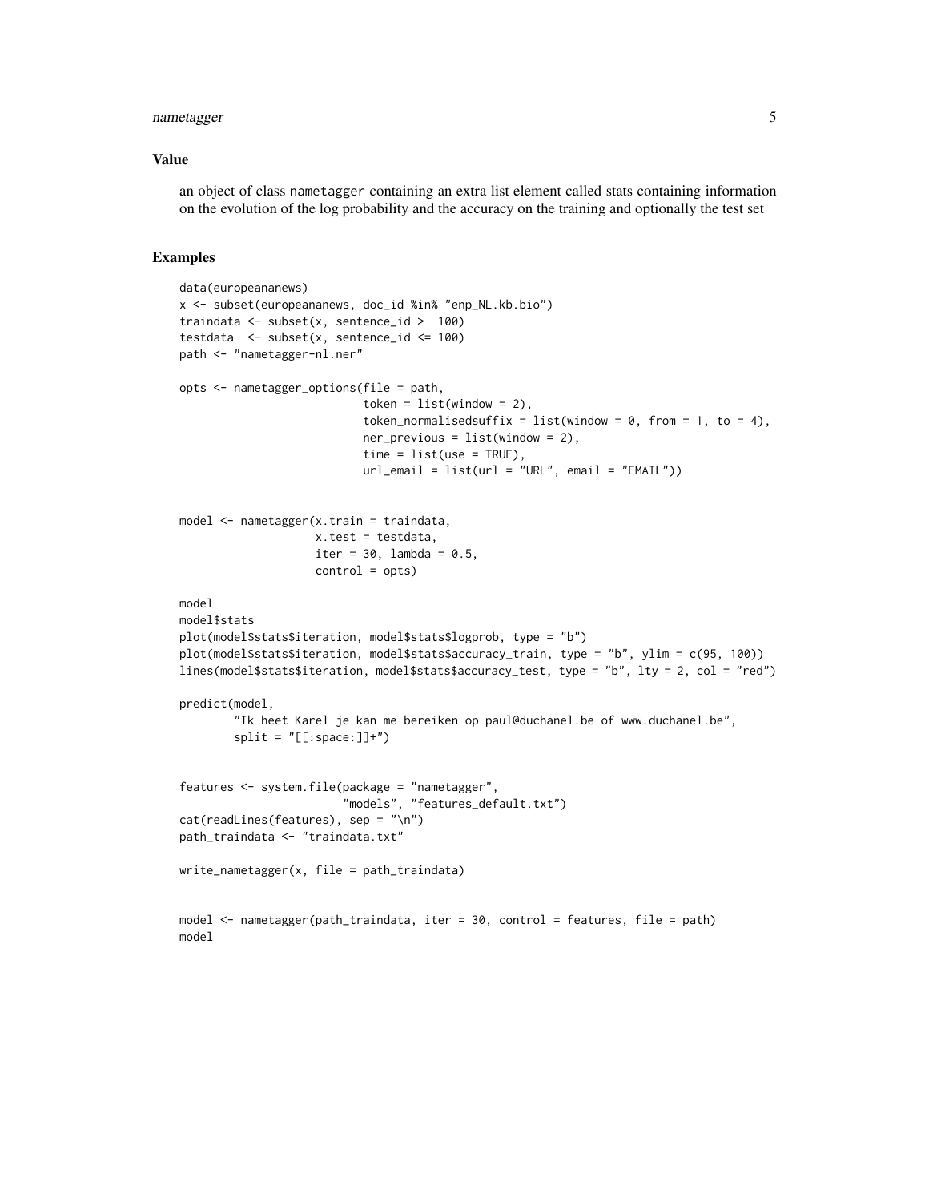## Value

an object of class `nametagger` containing an extra list element called stats containing information on the evolution of the log probability and the accuracy on the training and optionally the test set

## Examples

```
data(europeananews)
x <- subset(europeananews, doc_id %in% "enp_NL.kb.bio")
traindata <- subset(x, sentence_id >  100)
testdata  <- subset(x, sentence_id <= 100)
path <- "nametagger-nl.ner"

opts <- nametagger_options(file = path,
                           token = list(window = 2),
                           token_normalisedsuffix = list(window = 0, from = 1, to = 4),
                           ner_previous = list(window = 2),
                           time = list(use = TRUE),
                           url_email = list(url = "URL", email = "EMAIL"))


model <- nametagger(x.train = traindata,
                    x.test = testdata,
                    iter = 30, lambda = 0.5,
                    control = opts)

model
model$stats
plot(model$stats$iteration, model$stats$logprob, type = "b")
plot(model$stats$iteration, model$stats$accuracy_train, type = "b", ylim = c(95, 100))
lines(model$stats$iteration, model$stats$accuracy_test, type = "b", lty = 2, col = "red")

predict(model,
        "Ik heet Karel je kan me bereiken op paul@duchanel.be of www.duchanel.be",
        split = "[[:space:]]+")


features <- system.file(package = "nametagger",
                        "models", "features_default.txt")
cat(readLines(features), sep = "\n")
path_traindata <- "traindata.txt"

write_nametagger(x, file = path_traindata)


model <- nametagger(path_traindata, iter = 30, control = features, file = path)
model
```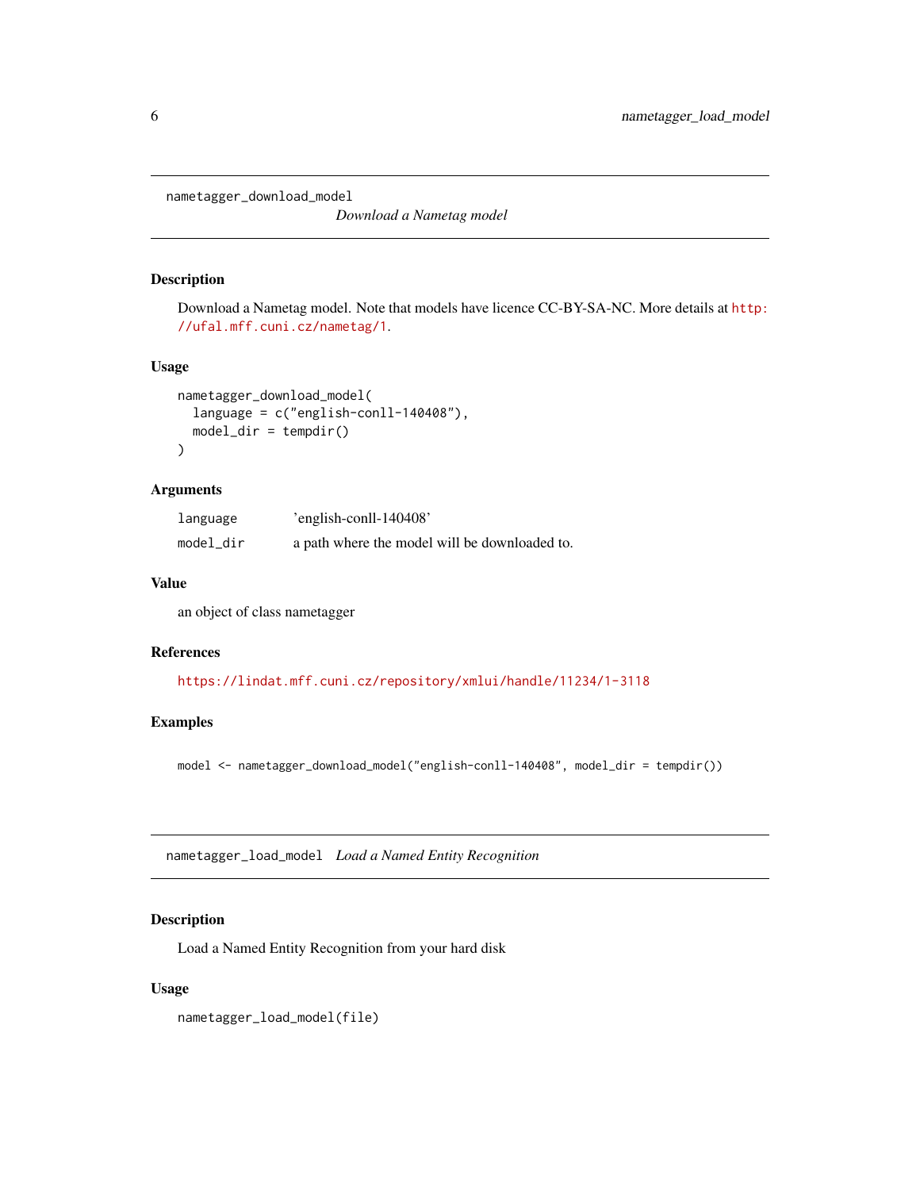## nametagger_download_model

*Download a Nametag model*

### Description

Download a Nametag model. Note that models have licence CC-BY-SA-NC. More details at http://ufal.mff.cuni.cz/nametag/1.

### Usage

```
nametagger_download_model(
  language = c("english-conll-140408"),
  model_dir = tempdir()
)
```

### Arguments

| | |
|---|---|
| `language` | 'english-conll-140408' |
| `model_dir` | a path where the model will be downloaded to. |

### Value

an object of class nametagger

### References

https://lindat.mff.cuni.cz/repository/xmlui/handle/11234/1-3118

### Examples

```
model <- nametagger_download_model("english-conll-140408", model_dir = tempdir())
```

## nametagger_load_model

*Load a Named Entity Recognition*

### Description

Load a Named Entity Recognition from your hard disk

### Usage

```
nametagger_load_model(file)
```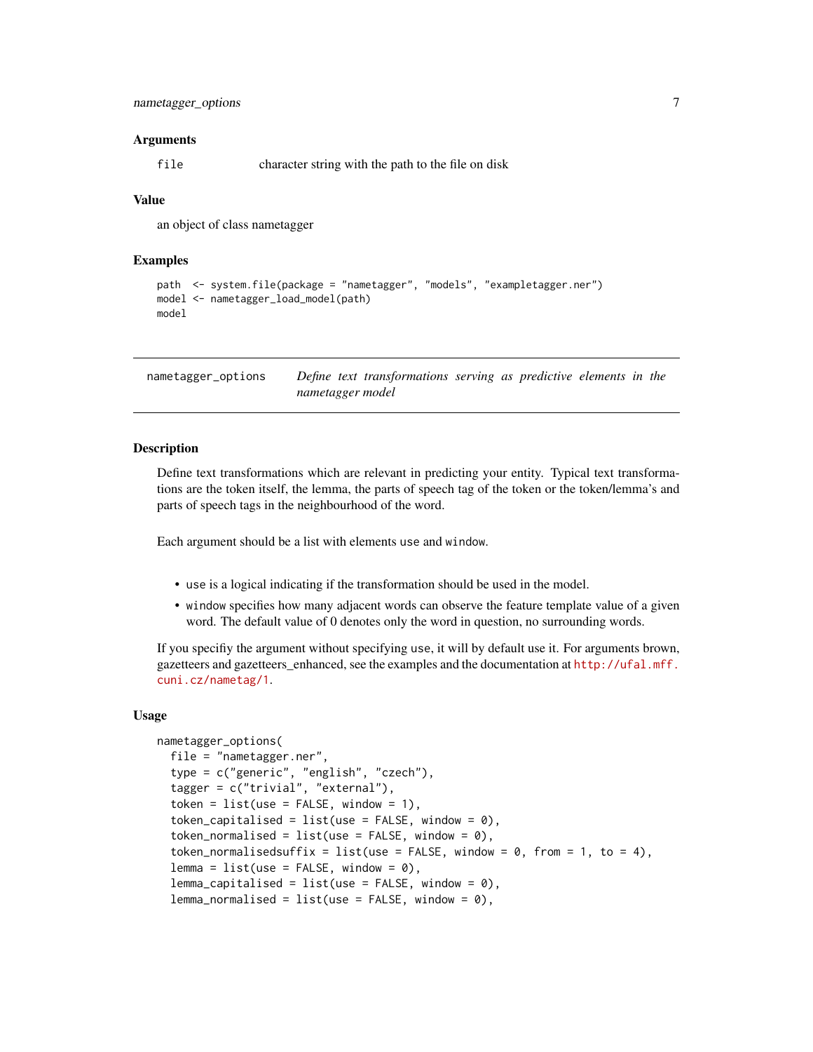### Arguments

file    character string with the path to the file on disk

### Value

an object of class nametagger

### Examples

```
path  <- system.file(package = "nametagger", "models", "exampletagger.ner")
model <- nametagger_load_model(path)
model
```

---

## nametagger_options    *Define text transformations serving as predictive elements in the nametagger model*

---

### Description

Define text transformations which are relevant in predicting your entity. Typical text transformations are the token itself, the lemma, the parts of speech tag of the token or the token/lemma's and parts of speech tags in the neighbourhood of the word.

Each argument should be a list with elements `use` and `window`.

- `use` is a logical indicating if the transformation should be used in the model.
- `window` specifies how many adjacent words can observe the feature template value of a given word. The default value of 0 denotes only the word in question, no surrounding words.

If you specifiy the argument without specifying `use`, it will by default use it. For arguments brown, gazetteers and gazetteers_enhanced, see the examples and the documentation at http://ufal.mff.cuni.cz/nametag/1.

### Usage

```
nametagger_options(
  file = "nametagger.ner",
  type = c("generic", "english", "czech"),
  tagger = c("trivial", "external"),
  token = list(use = FALSE, window = 1),
  token_capitalised = list(use = FALSE, window = 0),
  token_normalised = list(use = FALSE, window = 0),
  token_normalisedsuffix = list(use = FALSE, window = 0, from = 1, to = 4),
  lemma = list(use = FALSE, window = 0),
  lemma_capitalised = list(use = FALSE, window = 0),
  lemma_normalised = list(use = FALSE, window = 0),
```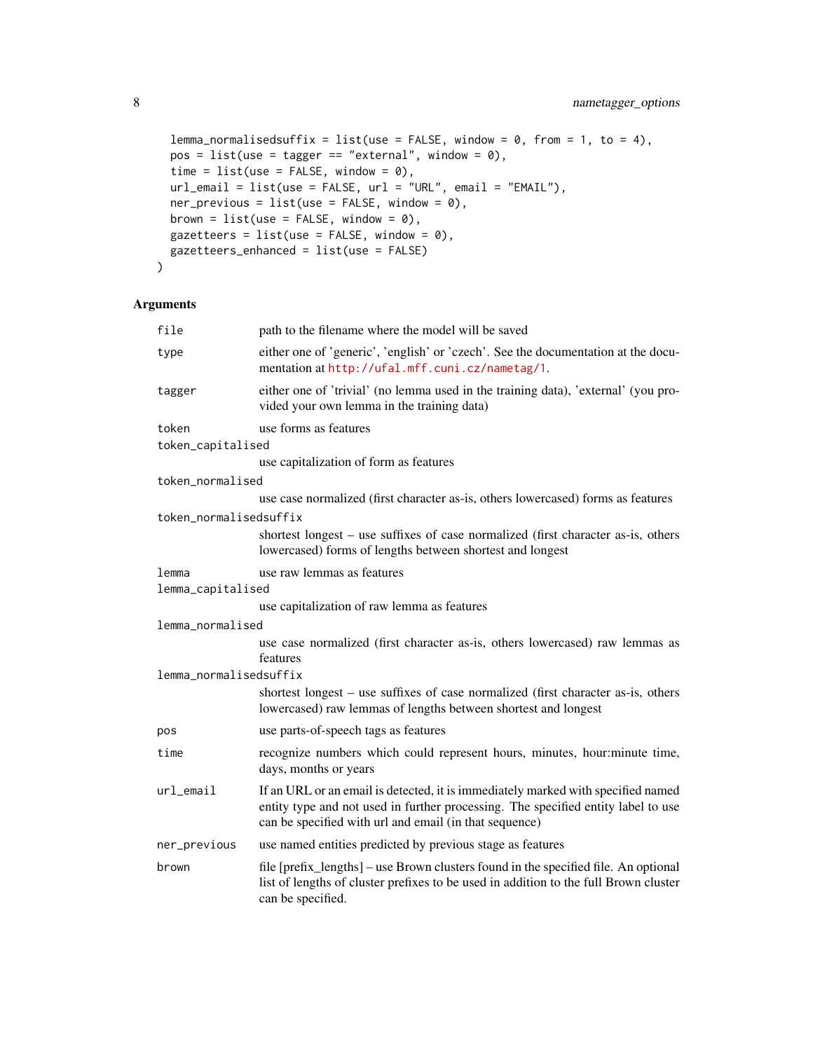```
  lemma_normalisedsuffix = list(use = FALSE, window = 0, from = 1, to = 4),
  pos = list(use = tagger == "external", window = 0),
  time = list(use = FALSE, window = 0),
  url_email = list(use = FALSE, url = "URL", email = "EMAIL"),
  ner_previous = list(use = FALSE, window = 0),
  brown = list(use = FALSE, window = 0),
  gazetteers = list(use = FALSE, window = 0),
  gazetteers_enhanced = list(use = FALSE)
)
```

## Arguments

| | |
|---|---|
| `file` | path to the filename where the model will be saved |
| `type` | either one of 'generic', 'english' or 'czech'. See the documentation at the documentation at http://ufal.mff.cuni.cz/nametag/1. |
| `tagger` | either one of 'trivial' (no lemma used in the training data), 'external' (you provided your own lemma in the training data) |
| `token` | use forms as features |
| `token_capitalised` | use capitalization of form as features |
| `token_normalised` | use case normalized (first character as-is, others lowercased) forms as features |
| `token_normalisedsuffix` | shortest longest – use suffixes of case normalized (first character as-is, others lowercased) forms of lengths between shortest and longest |
| `lemma` | use raw lemmas as features |
| `lemma_capitalised` | use capitalization of raw lemma as features |
| `lemma_normalised` | use case normalized (first character as-is, others lowercased) raw lemmas as features |
| `lemma_normalisedsuffix` | shortest longest – use suffixes of case normalized (first character as-is, others lowercased) raw lemmas of lengths between shortest and longest |
| `pos` | use parts-of-speech tags as features |
| `time` | recognize numbers which could represent hours, minutes, hour:minute time, days, months or years |
| `url_email` | If an URL or an email is detected, it is immediately marked with specified named entity type and not used in further processing. The specified entity label to use can be specified with url and email (in that sequence) |
| `ner_previous` | use named entities predicted by previous stage as features |
| `brown` | file [prefix_lengths] – use Brown clusters found in the specified file. An optional list of lengths of cluster prefixes to be used in addition to the full Brown cluster can be specified. |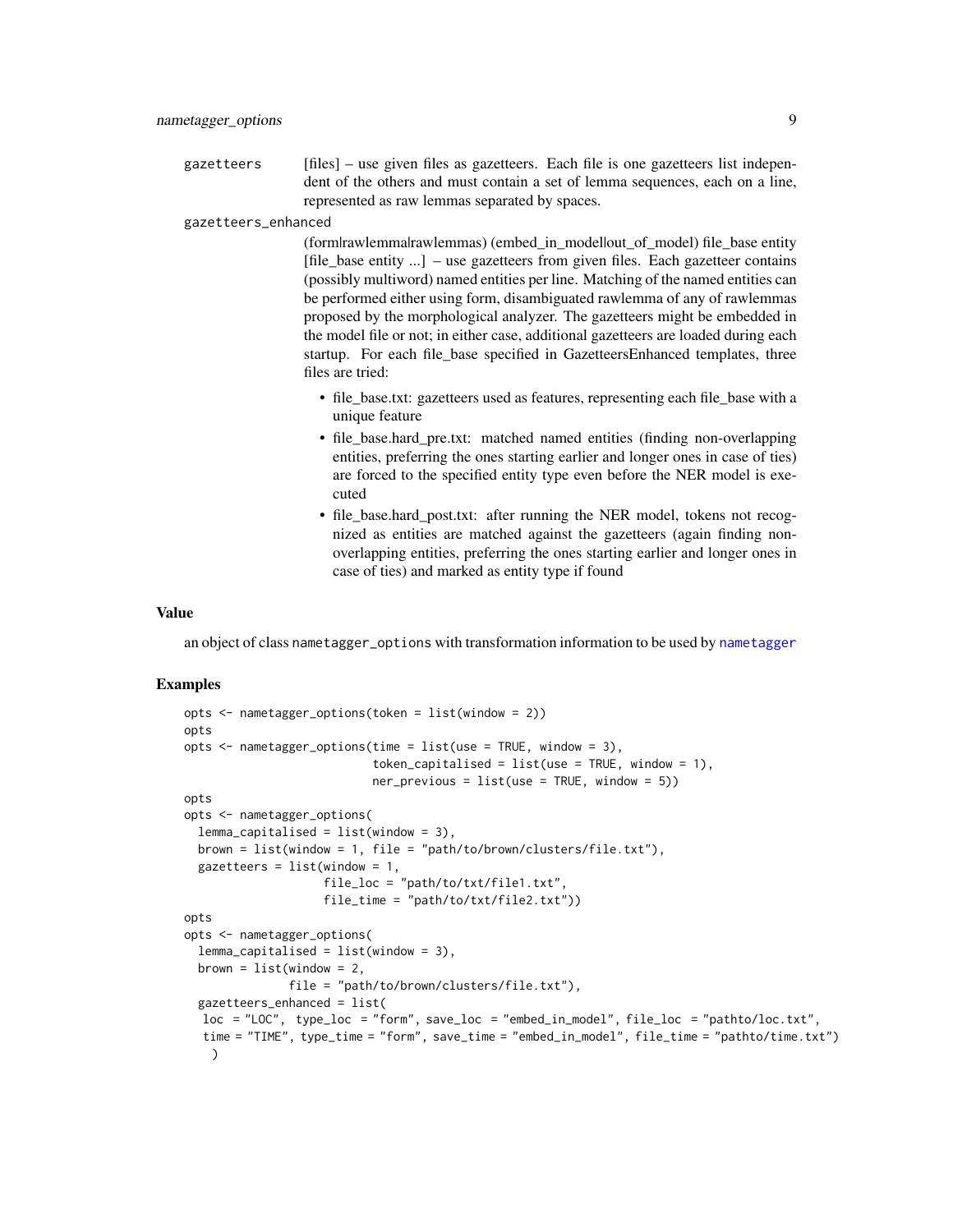`gazetteers` [files] – use given files as gazetteers. Each file is one gazetteers list independent of the others and must contain a set of lemma sequences, each on a line, represented as raw lemmas separated by spaces.

`gazetteers_enhanced`
(form|rawlemma|rawlemmas) (embed_in_model|out_of_model) file_base entity [file_base entity ...] – use gazetteers from given files. Each gazetteer contains (possibly multiword) named entities per line. Matching of the named entities can be performed either using form, disambiguated rawlemma of any of rawlemmas proposed by the morphological analyzer. The gazetteers might be embedded in the model file or not; in either case, additional gazetteers are loaded during each startup. For each file_base specified in GazetteersEnhanced templates, three files are tried:

- file_base.txt: gazetteers used as features, representing each file_base with a unique feature
- file_base.hard_pre.txt: matched named entities (finding non-overlapping entities, preferring the ones starting earlier and longer ones in case of ties) are forced to the specified entity type even before the NER model is executed
- file_base.hard_post.txt: after running the NER model, tokens not recognized as entities are matched against the gazetteers (again finding non-overlapping entities, preferring the ones starting earlier and longer ones in case of ties) and marked as entity type if found

## Value

an object of class `nametagger_options` with transformation information to be used by `nametagger`

## Examples

```
opts <- nametagger_options(token = list(window = 2))
opts
opts <- nametagger_options(time = list(use = TRUE, window = 3),
                           token_capitalised = list(use = TRUE, window = 1),
                           ner_previous = list(use = TRUE, window = 5))
opts
opts <- nametagger_options(
  lemma_capitalised = list(window = 3),
  brown = list(window = 1, file = "path/to/brown/clusters/file.txt"),
  gazetteers = list(window = 1,
                    file_loc = "path/to/txt/file1.txt",
                    file_time = "path/to/txt/file2.txt"))
opts
opts <- nametagger_options(
  lemma_capitalised = list(window = 3),
  brown = list(window = 2,
               file = "path/to/brown/clusters/file.txt"),
  gazetteers_enhanced = list(
   loc  = "LOC",  type_loc  = "form", save_loc  = "embed_in_model", file_loc  = "pathto/loc.txt",
   time = "TIME", type_time = "form", save_time = "embed_in_model", file_time = "pathto/time.txt")
    )
```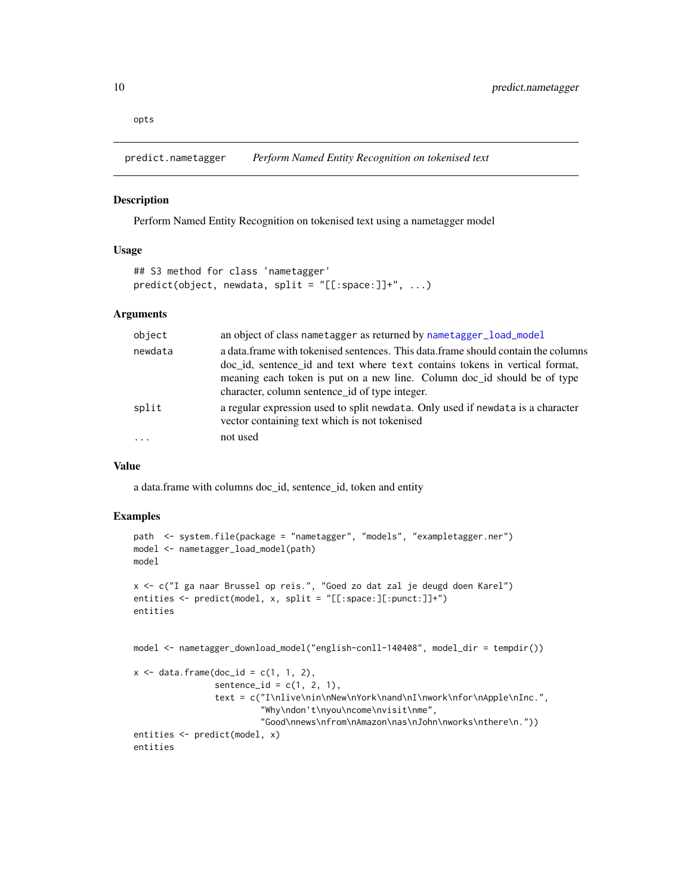opts

## predict.nametagger *Perform Named Entity Recognition on tokenised text*

### Description

Perform Named Entity Recognition on tokenised text using a nametagger model

### Usage

```
## S3 method for class 'nametagger'
predict(object, newdata, split = "[[:space:]]+", ...)
```

### Arguments

| | |
|---|---|
| object | an object of class `nametagger` as returned by `nametagger_load_model` |
| newdata | a data.frame with tokenised sentences. This data.frame should contain the columns doc_id, sentence_id and text where `text` contains tokens in vertical format, meaning each token is put on a new line. Column doc_id should be of type character, column sentence_id of type integer. |
| split | a regular expression used to split `newdata`. Only used if `newdata` is a character vector containing text which is not tokenised |
| ... | not used |

### Value

a data.frame with columns doc_id, sentence_id, token and entity

### Examples

```
path  <- system.file(package = "nametagger", "models", "exampletagger.ner")
model <- nametagger_load_model(path)
model

x <- c("I ga naar Brussel op reis.", "Goed zo dat zal je deugd doen Karel")
entities <- predict(model, x, split = "[[:space:]][:punct:]]+")
entities


model <- nametagger_download_model("english-conll-140408", model_dir = tempdir())

x <- data.frame(doc_id = c(1, 1, 2),
                sentence_id = c(1, 2, 1),
                text = c("I\nlive\nin\nNew\nYork\nand\nI\nwork\nfor\nApple\nInc.",
                         "Why\ndon't\nyou\ncome\nvisit\nme",
                         "Good\nnews\nfrom\nAmazon\nas\nJohn\nworks\nthere\n."))
entities <- predict(model, x)
entities
```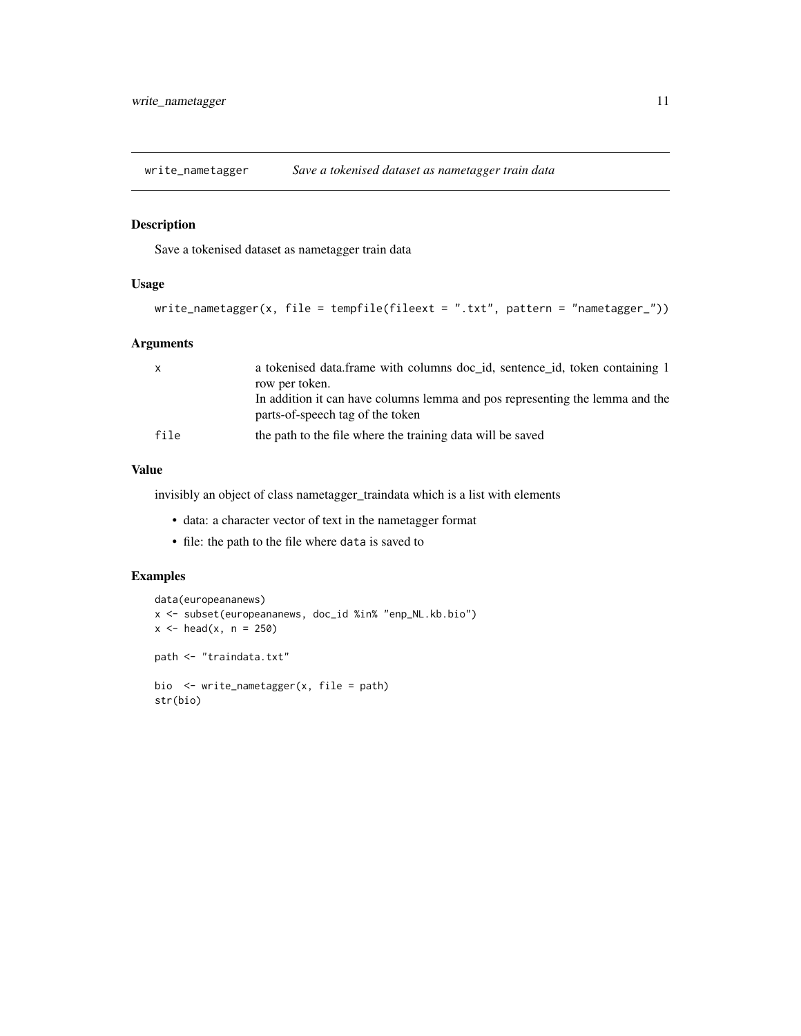## write_nametagger *Save a tokenised dataset as nametagger train data*

### Description

Save a tokenised dataset as nametagger train data

### Usage

```
write_nametagger(x, file = tempfile(fileext = ".txt", pattern = "nametagger_"))
```

### Arguments

| | |
|---|---|
| `x` | a tokenised data.frame with columns doc_id, sentence_id, token containing 1 row per token.<br>In addition it can have columns lemma and pos representing the lemma and the parts-of-speech tag of the token |
| `file` | the path to the file where the training data will be saved |

### Value

invisibly an object of class nametagger_traindata which is a list with elements

- data: a character vector of text in the nametagger format
- file: the path to the file where `data` is saved to

### Examples

```
data(europeananews)
x <- subset(europeananews, doc_id %in% "enp_NL.kb.bio")
x <- head(x, n = 250)

path <- "traindata.txt"

bio  <- write_nametagger(x, file = path)
str(bio)
```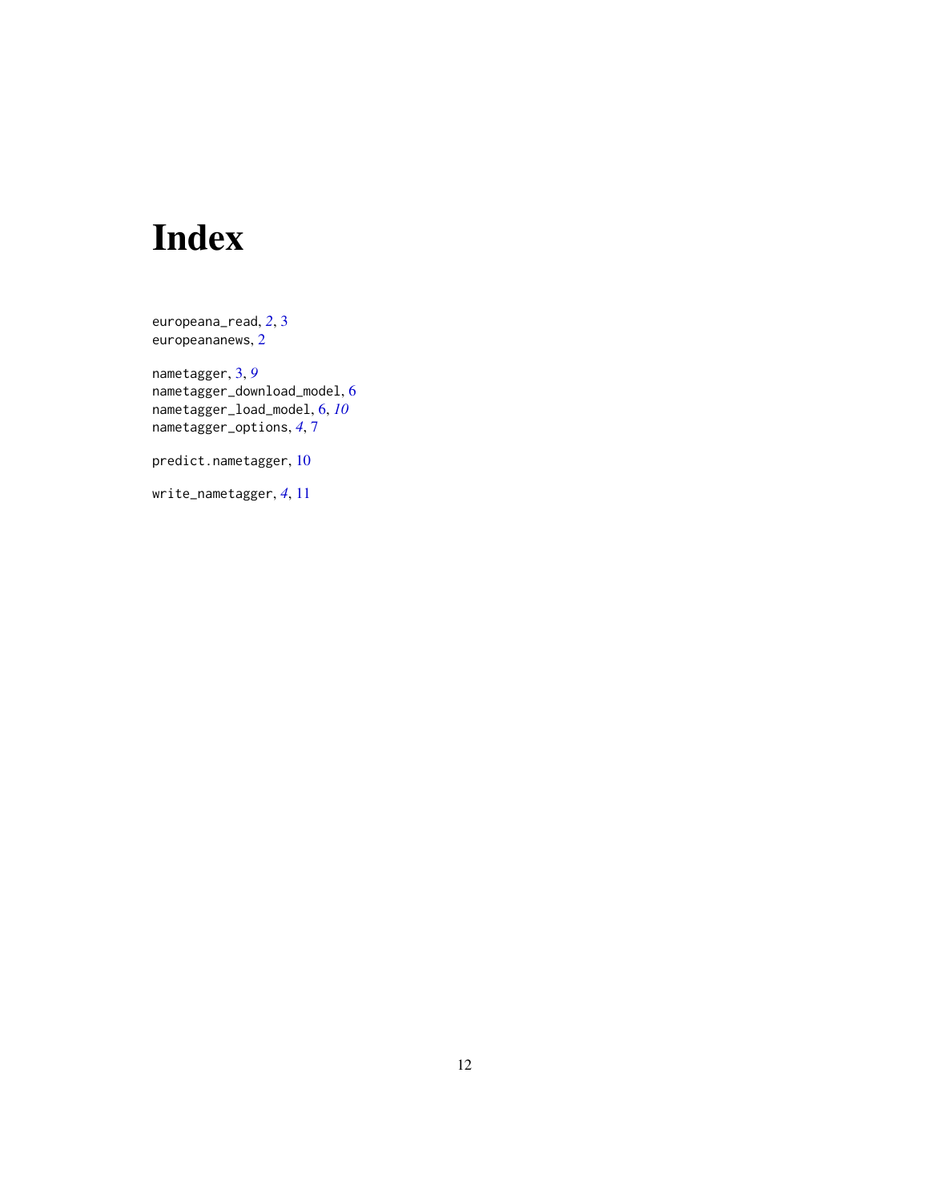# Index

europeana_read, *2*, 3
europeananews, 2

nametagger, 3, *9*
nametagger_download_model, 6
nametagger_load_model, 6, *10*
nametagger_options, *4*, 7

predict.nametagger, 10

write_nametagger, *4*, 11